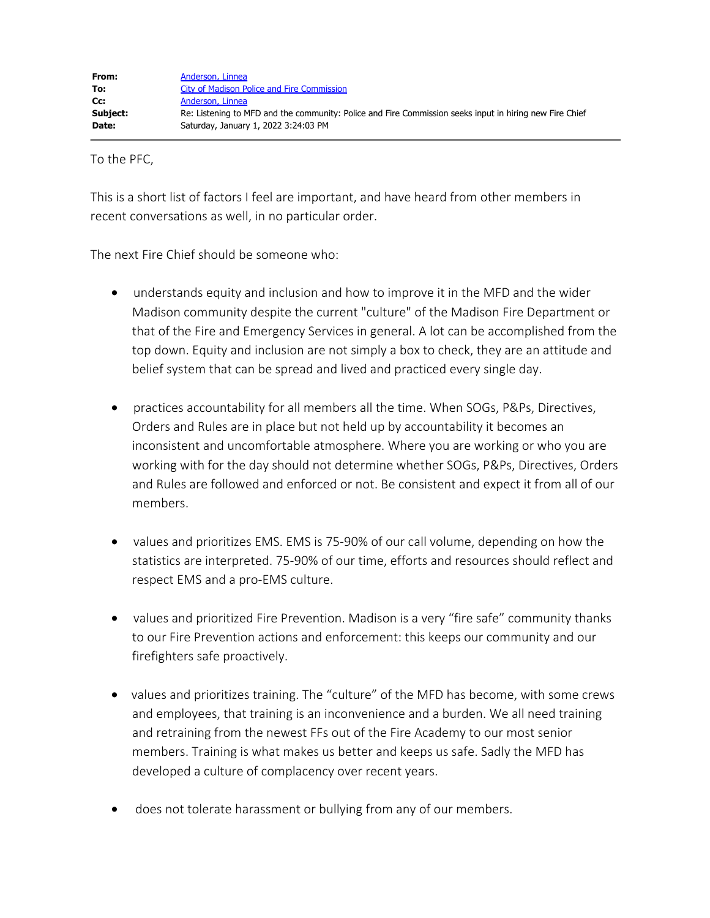| | |
|---|---|
| **From:** | Anderson, Linnea |
| **To:** | City of Madison Police and Fire Commission |
| **Cc:** | Anderson, Linnea |
| **Subject:** | Re: Listening to MFD and the community: Police and Fire Commission seeks input in hiring new Fire Chief |
| **Date:** | Saturday, January 1, 2022 3:24:03 PM |

To the PFC,

This is a short list of factors I feel are important, and have heard from other members in recent conversations as well, in no particular order.

The next Fire Chief should be someone who:

- understands equity and inclusion and how to improve it in the MFD and the wider Madison community despite the current "culture" of the Madison Fire Department or that of the Fire and Emergency Services in general. A lot can be accomplished from the top down. Equity and inclusion are not simply a box to check, they are an attitude and belief system that can be spread and lived and practiced every single day.

- practices accountability for all members all the time. When SOGs, P&Ps, Directives, Orders and Rules are in place but not held up by accountability it becomes an inconsistent and uncomfortable atmosphere. Where you are working or who you are working with for the day should not determine whether SOGs, P&Ps, Directives, Orders and Rules are followed and enforced or not. Be consistent and expect it from all of our members.

- values and prioritizes EMS. EMS is 75-90% of our call volume, depending on how the statistics are interpreted. 75-90% of our time, efforts and resources should reflect and respect EMS and a pro-EMS culture.

- values and prioritized Fire Prevention. Madison is a very “fire safe” community thanks to our Fire Prevention actions and enforcement: this keeps our community and our firefighters safe proactively.

- values and prioritizes training. The “culture” of the MFD has become, with some crews and employees, that training is an inconvenience and a burden. We all need training and retraining from the newest FFs out of the Fire Academy to our most senior members. Training is what makes us better and keeps us safe. Sadly the MFD has developed a culture of complacency over recent years.

- does not tolerate harassment or bullying from any of our members.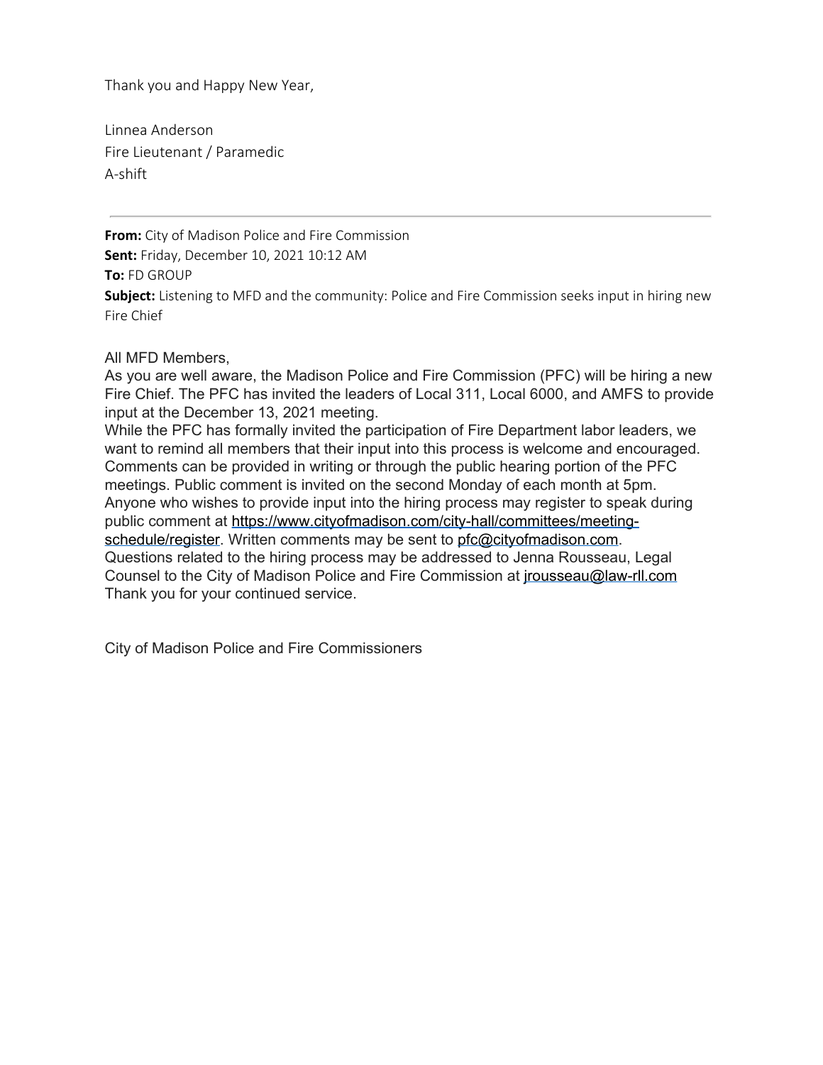Thank you and Happy New Year,

Linnea Anderson
Fire Lieutenant / Paramedic
A-shift

---

**From:** City of Madison Police and Fire Commission
**Sent:** Friday, December 10, 2021 10:12 AM
**To:** FD GROUP
**Subject:** Listening to MFD and the community: Police and Fire Commission seeks input in hiring new Fire Chief

All MFD Members,
As you are well aware, the Madison Police and Fire Commission (PFC) will be hiring a new Fire Chief. The PFC has invited the leaders of Local 311, Local 6000, and AMFS to provide input at the December 13, 2021 meeting.
While the PFC has formally invited the participation of Fire Department labor leaders, we want to remind all members that their input into this process is welcome and encouraged. Comments can be provided in writing or through the public hearing portion of the PFC meetings. Public comment is invited on the second Monday of each month at 5pm. Anyone who wishes to provide input into the hiring process may register to speak during public comment at https://www.cityofmadison.com/city-hall/committees/meeting-schedule/register. Written comments may be sent to pfc@cityofmadison.com.
Questions related to the hiring process may be addressed to Jenna Rousseau, Legal Counsel to the City of Madison Police and Fire Commission at jrousseau@law-rll.com
Thank you for your continued service.

City of Madison Police and Fire Commissioners